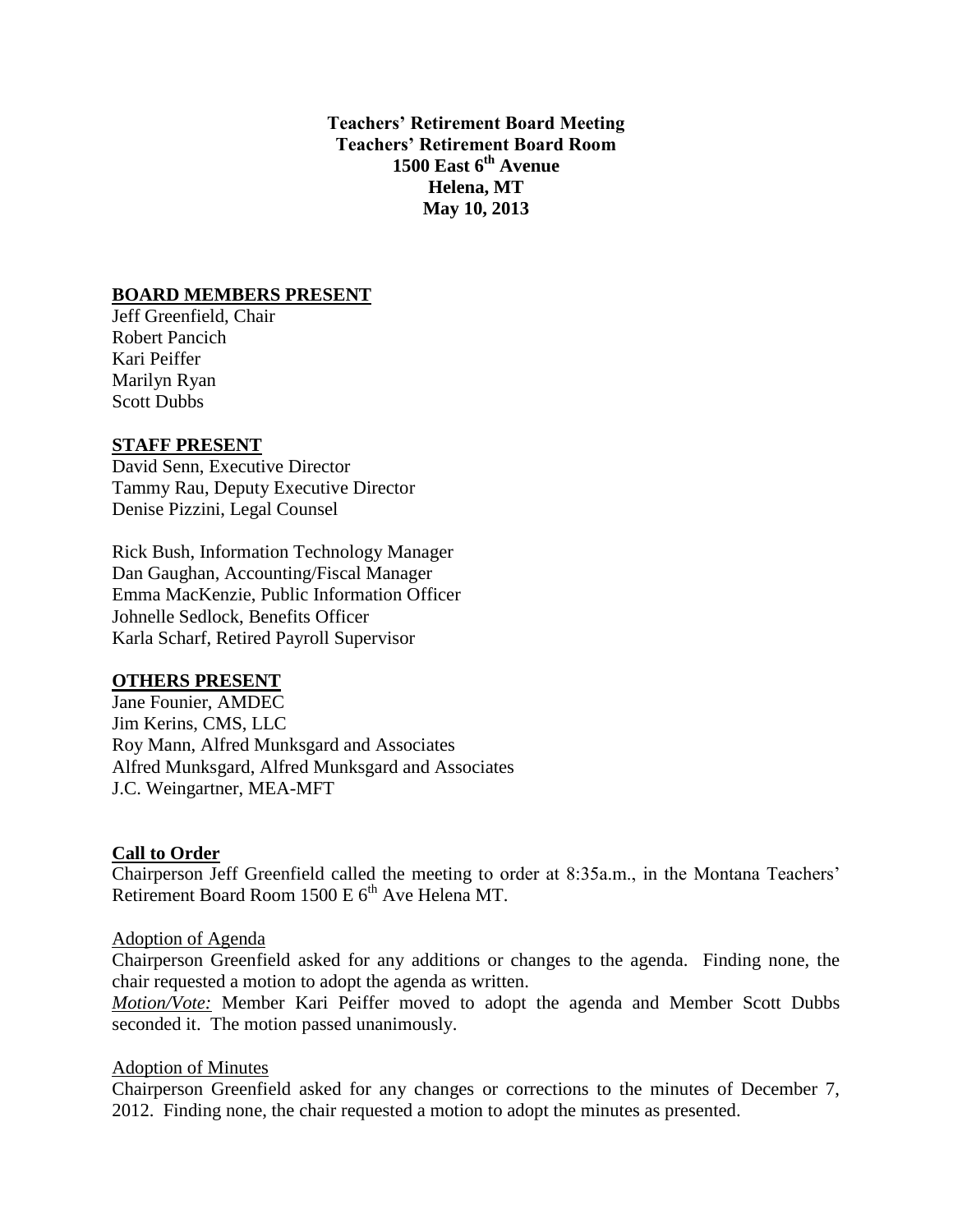**Teachers' Retirement Board Meeting**
**Teachers' Retirement Board Room**
**1500 East 6th Avenue**
**Helena, MT**
**May 10, 2013**

## BOARD MEMBERS PRESENT

Jeff Greenfield, Chair
Robert Pancich
Kari Peiffer
Marilyn Ryan
Scott Dubbs

## STAFF PRESENT

David Senn, Executive Director
Tammy Rau, Deputy Executive Director
Denise Pizzini, Legal Counsel

Rick Bush, Information Technology Manager
Dan Gaughan, Accounting/Fiscal Manager
Emma MacKenzie, Public Information Officer
Johnelle Sedlock, Benefits Officer
Karla Scharf, Retired Payroll Supervisor

## OTHERS PRESENT

Jane Founier, AMDEC
Jim Kerins, CMS, LLC
Roy Mann, Alfred Munksgard and Associates
Alfred Munksgard, Alfred Munksgard and Associates
J.C. Weingartner, MEA-MFT

## Call to Order

Chairperson Jeff Greenfield called the meeting to order at 8:35a.m., in the Montana Teachers' Retirement Board Room 1500 E 6th Ave Helena MT.

### Adoption of Agenda

Chairperson Greenfield asked for any additions or changes to the agenda. Finding none, the chair requested a motion to adopt the agenda as written.

*Motion/Vote:* Member Kari Peiffer moved to adopt the agenda and Member Scott Dubbs seconded it. The motion passed unanimously.

### Adoption of Minutes

Chairperson Greenfield asked for any changes or corrections to the minutes of December 7, 2012. Finding none, the chair requested a motion to adopt the minutes as presented.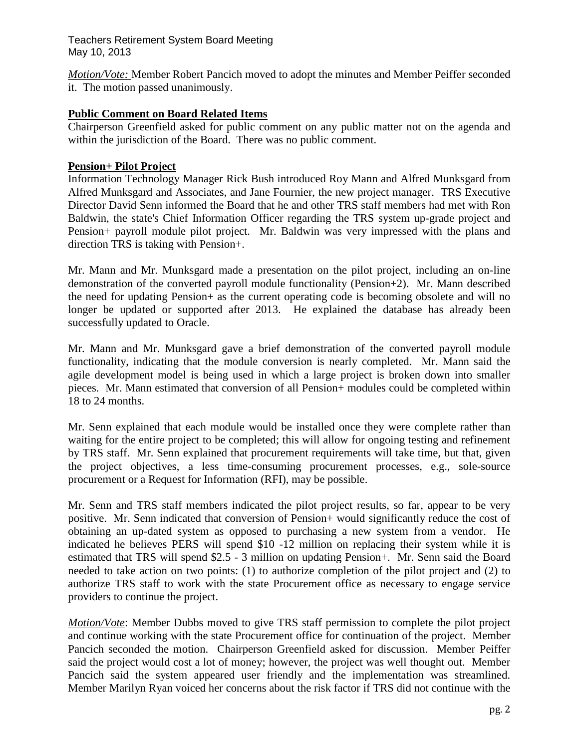*Motion/Vote:* Member Robert Pancich moved to adopt the minutes and Member Peiffer seconded it. The motion passed unanimously.

**Public Comment on Board Related Items**

Chairperson Greenfield asked for public comment on any public matter not on the agenda and within the jurisdiction of the Board. There was no public comment.

**Pension+ Pilot Project**

Information Technology Manager Rick Bush introduced Roy Mann and Alfred Munksgard from Alfred Munksgard and Associates, and Jane Fournier, the new project manager. TRS Executive Director David Senn informed the Board that he and other TRS staff members had met with Ron Baldwin, the state's Chief Information Officer regarding the TRS system up-grade project and Pension+ payroll module pilot project. Mr. Baldwin was very impressed with the plans and direction TRS is taking with Pension+.

Mr. Mann and Mr. Munksgard made a presentation on the pilot project, including an on-line demonstration of the converted payroll module functionality (Pension+2). Mr. Mann described the need for updating Pension+ as the current operating code is becoming obsolete and will no longer be updated or supported after 2013. He explained the database has already been successfully updated to Oracle.

Mr. Mann and Mr. Munksgard gave a brief demonstration of the converted payroll module functionality, indicating that the module conversion is nearly completed. Mr. Mann said the agile development model is being used in which a large project is broken down into smaller pieces. Mr. Mann estimated that conversion of all Pension+ modules could be completed within 18 to 24 months.

Mr. Senn explained that each module would be installed once they were complete rather than waiting for the entire project to be completed; this will allow for ongoing testing and refinement by TRS staff. Mr. Senn explained that procurement requirements will take time, but that, given the project objectives, a less time-consuming procurement processes, e.g., sole-source procurement or a Request for Information (RFI), may be possible.

Mr. Senn and TRS staff members indicated the pilot project results, so far, appear to be very positive. Mr. Senn indicated that conversion of Pension+ would significantly reduce the cost of obtaining an up-dated system as opposed to purchasing a new system from a vendor. He indicated he believes PERS will spend $10 -12 million on replacing their system while it is estimated that TRS will spend $2.5 - 3 million on updating Pension+. Mr. Senn said the Board needed to take action on two points: (1) to authorize completion of the pilot project and (2) to authorize TRS staff to work with the state Procurement office as necessary to engage service providers to continue the project.

*Motion/Vote*: Member Dubbs moved to give TRS staff permission to complete the pilot project and continue working with the state Procurement office for continuation of the project. Member Pancich seconded the motion. Chairperson Greenfield asked for discussion. Member Peiffer said the project would cost a lot of money; however, the project was well thought out. Member Pancich said the system appeared user friendly and the implementation was streamlined. Member Marilyn Ryan voiced her concerns about the risk factor if TRS did not continue with the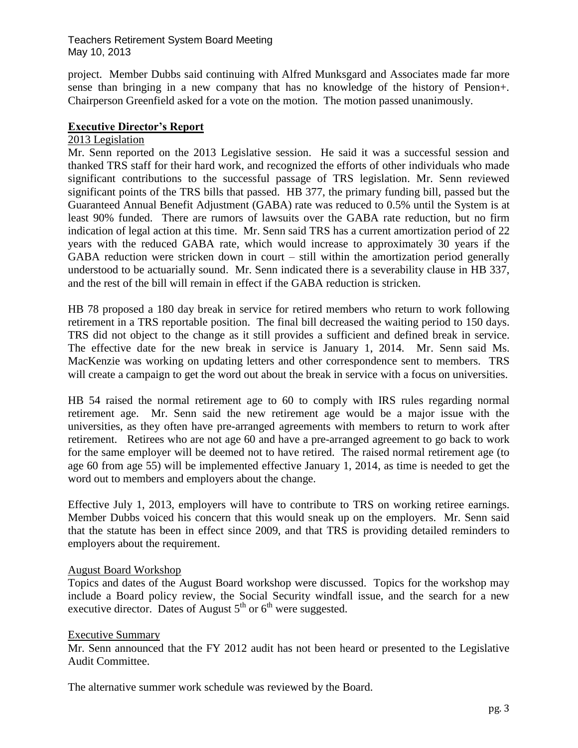project. Member Dubbs said continuing with Alfred Munksgard and Associates made far more sense than bringing in a new company that has no knowledge of the history of Pension+. Chairperson Greenfield asked for a vote on the motion. The motion passed unanimously.

## Executive Director's Report

### 2013 Legislation

Mr. Senn reported on the 2013 Legislative session. He said it was a successful session and thanked TRS staff for their hard work, and recognized the efforts of other individuals who made significant contributions to the successful passage of TRS legislation. Mr. Senn reviewed significant points of the TRS bills that passed. HB 377, the primary funding bill, passed but the Guaranteed Annual Benefit Adjustment (GABA) rate was reduced to 0.5% until the System is at least 90% funded. There are rumors of lawsuits over the GABA rate reduction, but no firm indication of legal action at this time. Mr. Senn said TRS has a current amortization period of 22 years with the reduced GABA rate, which would increase to approximately 30 years if the GABA reduction were stricken down in court – still within the amortization period generally understood to be actuarially sound. Mr. Senn indicated there is a severability clause in HB 337, and the rest of the bill will remain in effect if the GABA reduction is stricken.

HB 78 proposed a 180 day break in service for retired members who return to work following retirement in a TRS reportable position. The final bill decreased the waiting period to 150 days. TRS did not object to the change as it still provides a sufficient and defined break in service. The effective date for the new break in service is January 1, 2014. Mr. Senn said Ms. MacKenzie was working on updating letters and other correspondence sent to members. TRS will create a campaign to get the word out about the break in service with a focus on universities.

HB 54 raised the normal retirement age to 60 to comply with IRS rules regarding normal retirement age. Mr. Senn said the new retirement age would be a major issue with the universities, as they often have pre-arranged agreements with members to return to work after retirement. Retirees who are not age 60 and have a pre-arranged agreement to go back to work for the same employer will be deemed not to have retired. The raised normal retirement age (to age 60 from age 55) will be implemented effective January 1, 2014, as time is needed to get the word out to members and employers about the change.

Effective July 1, 2013, employers will have to contribute to TRS on working retiree earnings. Member Dubbs voiced his concern that this would sneak up on the employers. Mr. Senn said that the statute has been in effect since 2009, and that TRS is providing detailed reminders to employers about the requirement.

### August Board Workshop

Topics and dates of the August Board workshop were discussed. Topics for the workshop may include a Board policy review, the Social Security windfall issue, and the search for a new executive director. Dates of August 5th or 6th were suggested.

### Executive Summary

Mr. Senn announced that the FY 2012 audit has not been heard or presented to the Legislative Audit Committee.

The alternative summer work schedule was reviewed by the Board.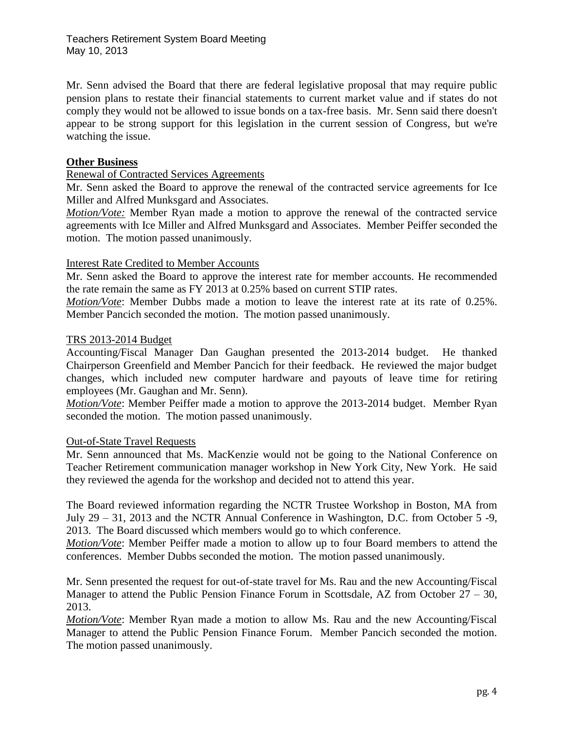Mr. Senn advised the Board that there are federal legislative proposal that may require public pension plans to restate their financial statements to current market value and if states do not comply they would not be allowed to issue bonds on a tax-free basis. Mr. Senn said there doesn't appear to be strong support for this legislation in the current session of Congress, but we're watching the issue.

## Other Business

Renewal of Contracted Services Agreements

Mr. Senn asked the Board to approve the renewal of the contracted service agreements for Ice Miller and Alfred Munksgard and Associates.

*Motion/Vote:* Member Ryan made a motion to approve the renewal of the contracted service agreements with Ice Miller and Alfred Munksgard and Associates. Member Peiffer seconded the motion. The motion passed unanimously.

Interest Rate Credited to Member Accounts

Mr. Senn asked the Board to approve the interest rate for member accounts. He recommended the rate remain the same as FY 2013 at 0.25% based on current STIP rates.

*Motion/Vote*: Member Dubbs made a motion to leave the interest rate at its rate of 0.25%. Member Pancich seconded the motion. The motion passed unanimously.

TRS 2013-2014 Budget

Accounting/Fiscal Manager Dan Gaughan presented the 2013-2014 budget. He thanked Chairperson Greenfield and Member Pancich for their feedback. He reviewed the major budget changes, which included new computer hardware and payouts of leave time for retiring employees (Mr. Gaughan and Mr. Senn).

*Motion/Vote*: Member Peiffer made a motion to approve the 2013-2014 budget. Member Ryan seconded the motion. The motion passed unanimously.

Out-of-State Travel Requests

Mr. Senn announced that Ms. MacKenzie would not be going to the National Conference on Teacher Retirement communication manager workshop in New York City, New York. He said they reviewed the agenda for the workshop and decided not to attend this year.

The Board reviewed information regarding the NCTR Trustee Workshop in Boston, MA from July 29 – 31, 2013 and the NCTR Annual Conference in Washington, D.C. from October 5 -9, 2013. The Board discussed which members would go to which conference.

*Motion/Vote*: Member Peiffer made a motion to allow up to four Board members to attend the conferences. Member Dubbs seconded the motion. The motion passed unanimously.

Mr. Senn presented the request for out-of-state travel for Ms. Rau and the new Accounting/Fiscal Manager to attend the Public Pension Finance Forum in Scottsdale, AZ from October 27 – 30, 2013.

*Motion/Vote*: Member Ryan made a motion to allow Ms. Rau and the new Accounting/Fiscal Manager to attend the Public Pension Finance Forum. Member Pancich seconded the motion. The motion passed unanimously.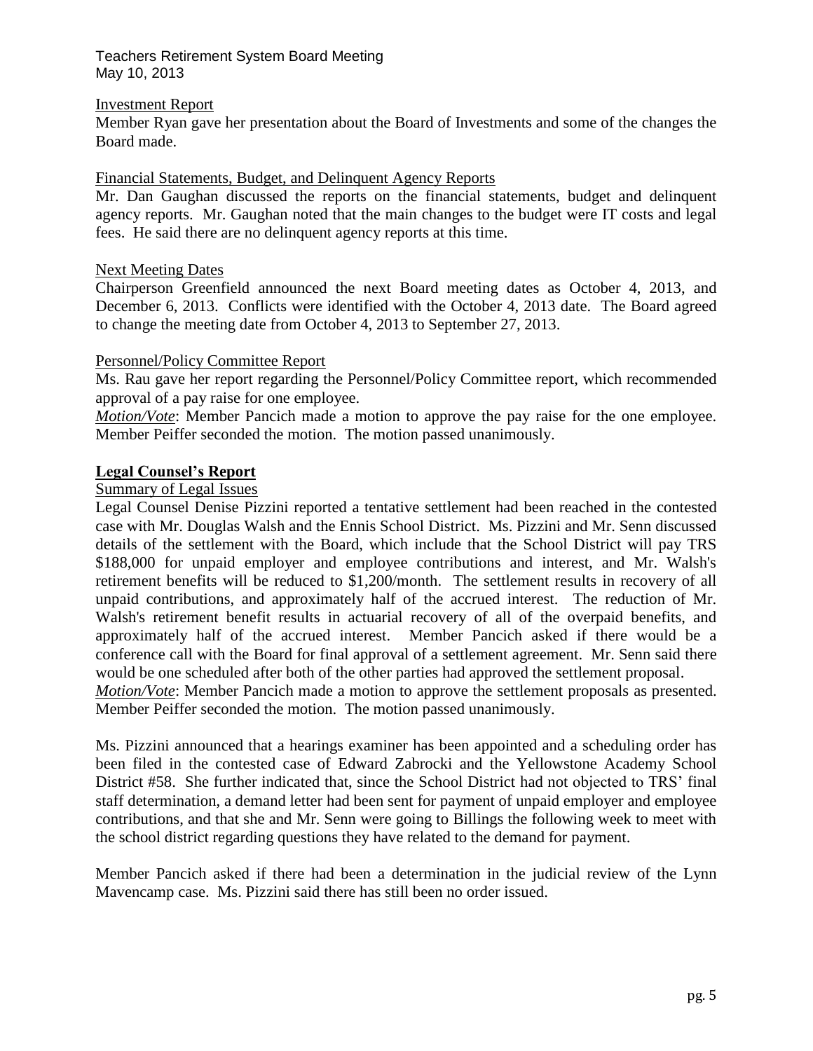Investment Report

Member Ryan gave her presentation about the Board of Investments and some of the changes the Board made.

Financial Statements, Budget, and Delinquent Agency Reports

Mr. Dan Gaughan discussed the reports on the financial statements, budget and delinquent agency reports. Mr. Gaughan noted that the main changes to the budget were IT costs and legal fees. He said there are no delinquent agency reports at this time.

Next Meeting Dates

Chairperson Greenfield announced the next Board meeting dates as October 4, 2013, and December 6, 2013. Conflicts were identified with the October 4, 2013 date. The Board agreed to change the meeting date from October 4, 2013 to September 27, 2013.

Personnel/Policy Committee Report

Ms. Rau gave her report regarding the Personnel/Policy Committee report, which recommended approval of a pay raise for one employee.

*Motion/Vote*: Member Pancich made a motion to approve the pay raise for the one employee. Member Peiffer seconded the motion. The motion passed unanimously.

**Legal Counsel's Report**

Summary of Legal Issues

Legal Counsel Denise Pizzini reported a tentative settlement had been reached in the contested case with Mr. Douglas Walsh and the Ennis School District. Ms. Pizzini and Mr. Senn discussed details of the settlement with the Board, which include that the School District will pay TRS $188,000 for unpaid employer and employee contributions and interest, and Mr. Walsh's retirement benefits will be reduced to $1,200/month. The settlement results in recovery of all unpaid contributions, and approximately half of the accrued interest. The reduction of Mr. Walsh's retirement benefit results in actuarial recovery of all of the overpaid benefits, and approximately half of the accrued interest. Member Pancich asked if there would be a conference call with the Board for final approval of a settlement agreement. Mr. Senn said there would be one scheduled after both of the other parties had approved the settlement proposal.

*Motion/Vote*: Member Pancich made a motion to approve the settlement proposals as presented. Member Peiffer seconded the motion. The motion passed unanimously.

Ms. Pizzini announced that a hearings examiner has been appointed and a scheduling order has been filed in the contested case of Edward Zabrocki and the Yellowstone Academy School District #58. She further indicated that, since the School District had not objected to TRS' final staff determination, a demand letter had been sent for payment of unpaid employer and employee contributions, and that she and Mr. Senn were going to Billings the following week to meet with the school district regarding questions they have related to the demand for payment.

Member Pancich asked if there had been a determination in the judicial review of the Lynn Mavencamp case. Ms. Pizzini said there has still been no order issued.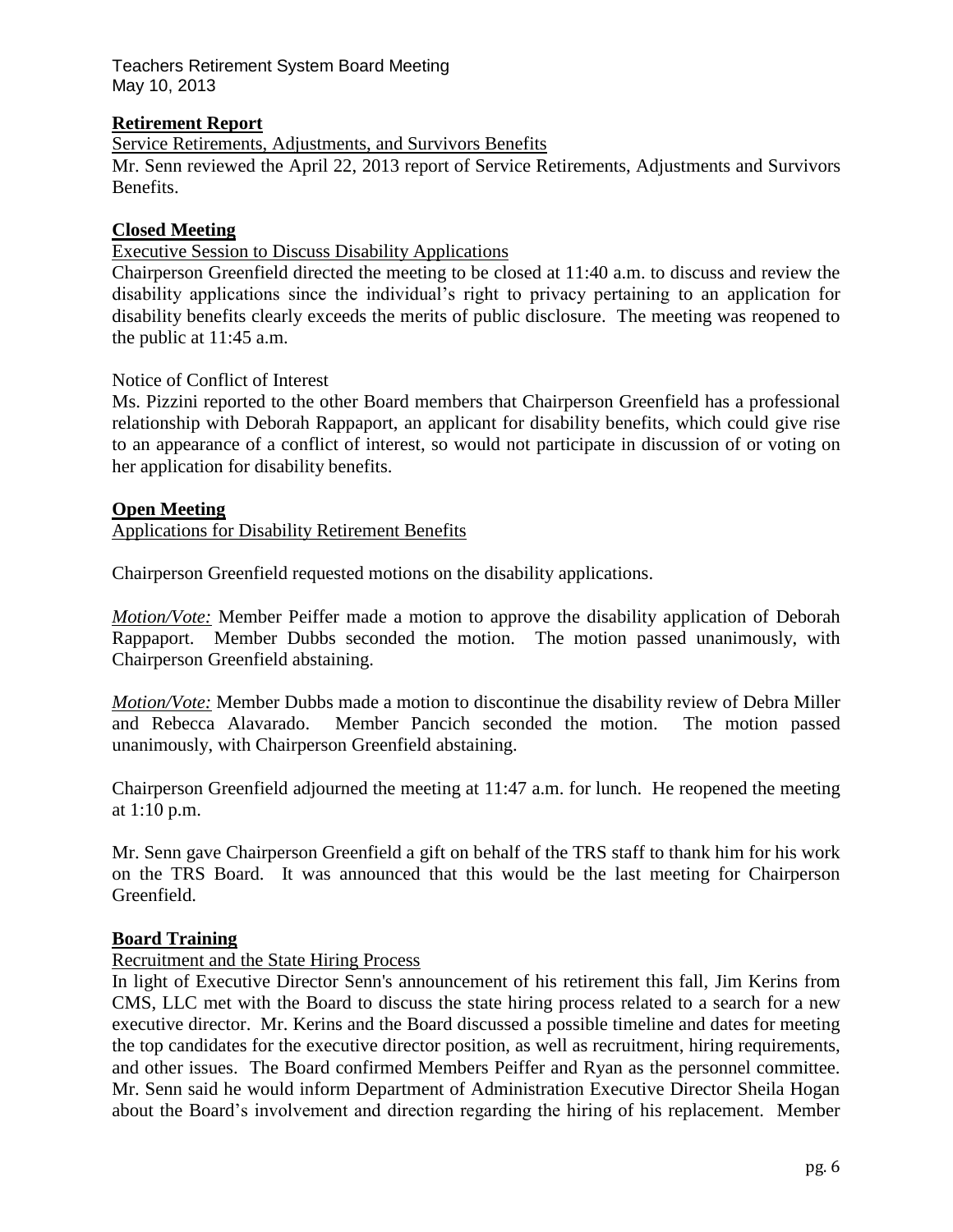**Retirement Report**

Service Retirements, Adjustments, and Survivors Benefits

Mr. Senn reviewed the April 22, 2013 report of Service Retirements, Adjustments and Survivors Benefits.

**Closed Meeting**

Executive Session to Discuss Disability Applications

Chairperson Greenfield directed the meeting to be closed at 11:40 a.m. to discuss and review the disability applications since the individual's right to privacy pertaining to an application for disability benefits clearly exceeds the merits of public disclosure. The meeting was reopened to the public at 11:45 a.m.

Notice of Conflict of Interest

Ms. Pizzini reported to the other Board members that Chairperson Greenfield has a professional relationship with Deborah Rappaport, an applicant for disability benefits, which could give rise to an appearance of a conflict of interest, so would not participate in discussion of or voting on her application for disability benefits.

**Open Meeting**

Applications for Disability Retirement Benefits

Chairperson Greenfield requested motions on the disability applications.

*Motion/Vote:* Member Peiffer made a motion to approve the disability application of Deborah Rappaport. Member Dubbs seconded the motion. The motion passed unanimously, with Chairperson Greenfield abstaining.

*Motion/Vote:* Member Dubbs made a motion to discontinue the disability review of Debra Miller and Rebecca Alavarado. Member Pancich seconded the motion. The motion passed unanimously, with Chairperson Greenfield abstaining.

Chairperson Greenfield adjourned the meeting at 11:47 a.m. for lunch. He reopened the meeting at 1:10 p.m.

Mr. Senn gave Chairperson Greenfield a gift on behalf of the TRS staff to thank him for his work on the TRS Board. It was announced that this would be the last meeting for Chairperson Greenfield.

**Board Training**

Recruitment and the State Hiring Process

In light of Executive Director Senn's announcement of his retirement this fall, Jim Kerins from CMS, LLC met with the Board to discuss the state hiring process related to a search for a new executive director. Mr. Kerins and the Board discussed a possible timeline and dates for meeting the top candidates for the executive director position, as well as recruitment, hiring requirements, and other issues. The Board confirmed Members Peiffer and Ryan as the personnel committee. Mr. Senn said he would inform Department of Administration Executive Director Sheila Hogan about the Board's involvement and direction regarding the hiring of his replacement. Member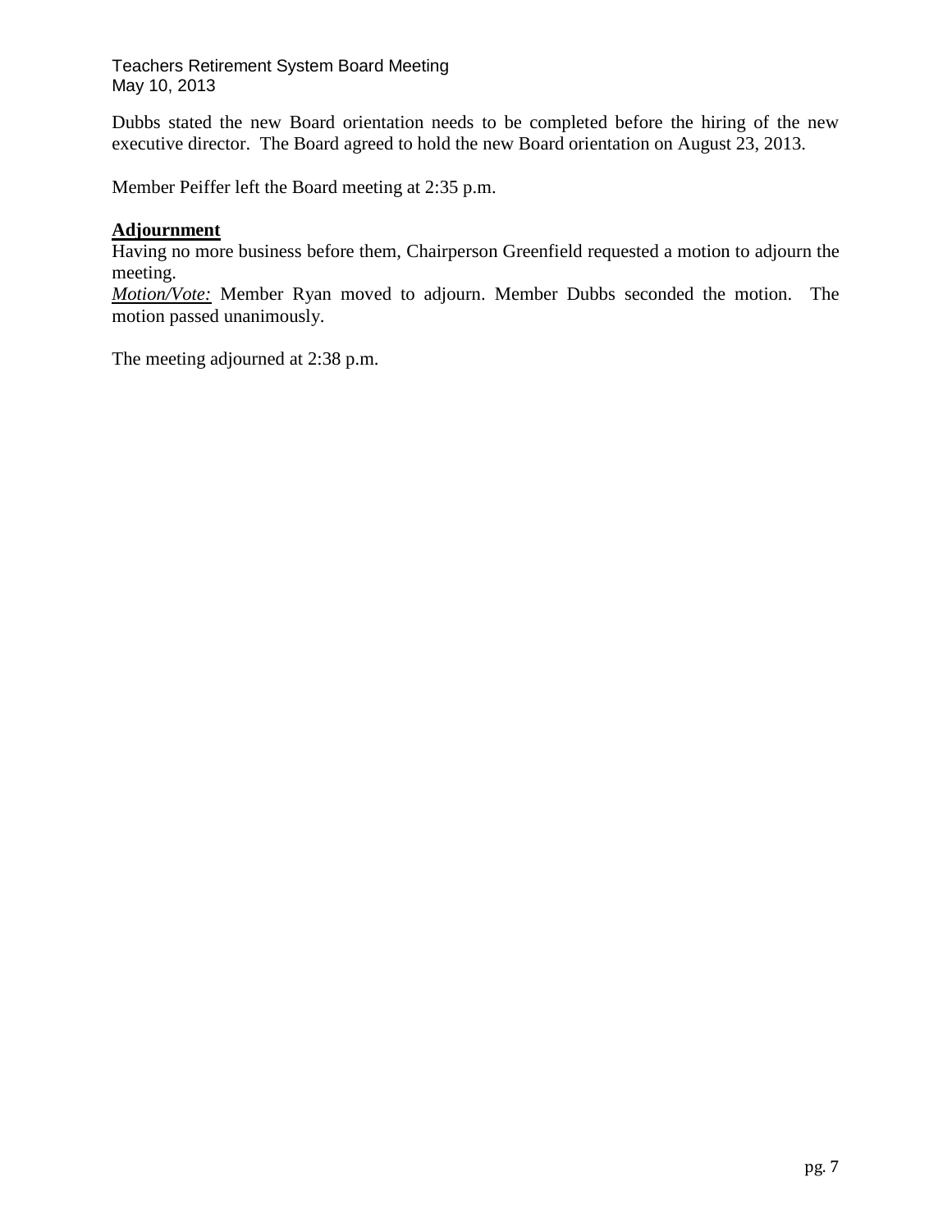Dubbs stated the new Board orientation needs to be completed before the hiring of the new executive director. The Board agreed to hold the new Board orientation on August 23, 2013.

Member Peiffer left the Board meeting at 2:35 p.m.

## Adjournment

Having no more business before them, Chairperson Greenfield requested a motion to adjourn the meeting.

*Motion/Vote:* Member Ryan moved to adjourn. Member Dubbs seconded the motion. The motion passed unanimously.

The meeting adjourned at 2:38 p.m.